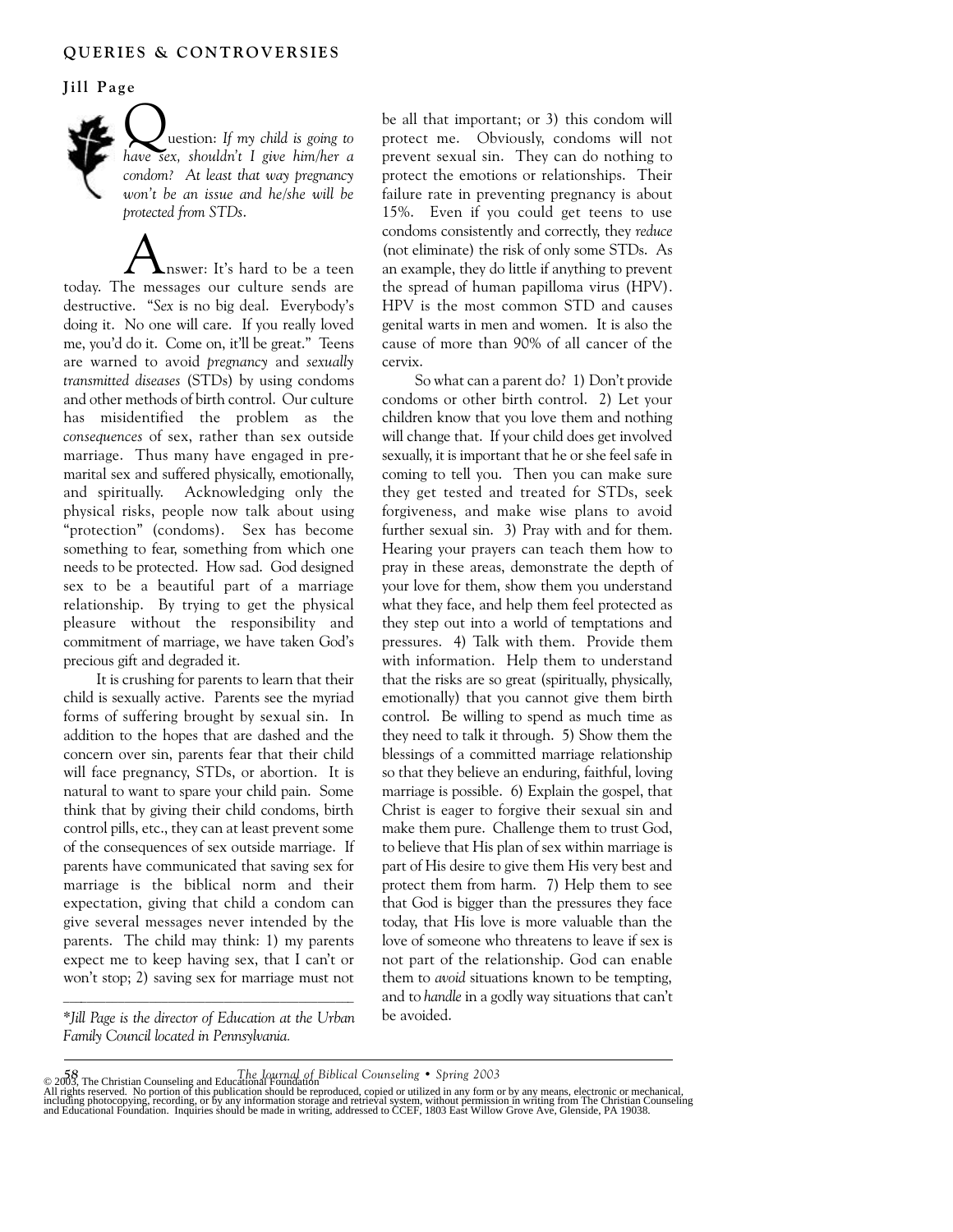QUERIES & CONTROVERSIES

**Jill Page**

**Question:** *If my child is going to have sex, shouldn't I give him/her a condom? At least that way pregnancy won't be an issue and he/she will be protected from STDs.*

**Answer:** It's hard to be a teen today. The messages our culture sends are destructive. "*Sex* is no big deal. Everybody's doing it. No one will care. If you really loved me, you'd do it. Come on, it'll be great." Teens are warned to avoid *pregnancy* and *sexually transmitted diseases* (STDs) by using condoms and other methods of birth control. Our culture has misidentified the problem as the *consequences* of sex, rather than sex outside marriage. Thus many have engaged in pre-marital sex and suffered physically, emotionally, and spiritually. Acknowledging only the physical risks, people now talk about using "protection" (condoms). Sex has become something to fear, something from which one needs to be protected. How sad. God designed sex to be a beautiful part of a marriage relationship. By trying to get the physical pleasure without the responsibility and commitment of marriage, we have taken God's precious gift and degraded it.

It is crushing for parents to learn that their child is sexually active. Parents see the myriad forms of suffering brought by sexual sin. In addition to the hopes that are dashed and the concern over sin, parents fear that their child will face pregnancy, STDs, or abortion. It is natural to want to spare your child pain. Some think that by giving their child condoms, birth control pills, etc., they can at least prevent some of the consequences of sex outside marriage. If parents have communicated that saving sex for marriage is the biblical norm and their expectation, giving that child a condom can give several messages never intended by the parents. The child may think: 1) my parents expect me to keep having sex, that I can't or won't stop; 2) saving sex for marriage must not be all that important; or 3) this condom will protect me. Obviously, condoms will not prevent sexual sin. They can do nothing to protect the emotions or relationships. Their failure rate in preventing pregnancy is about 15%. Even if you could get teens to use condoms consistently and correctly, they *reduce* (not eliminate) the risk of only some STDs. As an example, they do little if anything to prevent the spread of human papilloma virus (HPV). HPV is the most common STD and causes genital warts in men and women. It is also the cause of more than 90% of all cancer of the cervix.

So what can a parent do? 1) Don't provide condoms or other birth control. 2) Let your children know that you love them and nothing will change that. If your child does get involved sexually, it is important that he or she feel safe in coming to tell you. Then you can make sure they get tested and treated for STDs, seek forgiveness, and make wise plans to avoid further sexual sin. 3) Pray with and for them. Hearing your prayers can teach them how to pray in these areas, demonstrate the depth of your love for them, show them you understand what they face, and help them feel protected as they step out into a world of temptations and pressures. 4) Talk with them. Provide them with information. Help them to understand that the risks are so great (spiritually, physically, emotionally) that you cannot give them birth control. Be willing to spend as much time as they need to talk it through. 5) Show them the blessings of a committed marriage relationship so that they believe an enduring, faithful, loving marriage is possible. 6) Explain the gospel, that Christ is eager to forgive their sexual sin and make them pure. Challenge them to trust God, to believe that His plan of sex within marriage is part of His desire to give them His very best and protect them from harm. 7) Help them to see that God is bigger than the pressures they face today, that His love is more valuable than the love of someone who threatens to leave if sex is not part of the relationship. God can enable them to *avoid* situations known to be tempting, and to *handle* in a godly way situations that can't be avoided.

---

*\*Jill Page is the director of Education at the Urban Family Council located in Pennsylvania.*

© 2003, The Christian Counseling and Educational Foundation
All rights reserved. No portion of this publication should be reproduced, copied or utilized in any form or by any means, electronic or mechanical, including photocopying, recording, or by any information storage and retrieval system, without permission in writing from The Christian Counseling and Educational Foundation. Inquiries should be made in writing, addressed to CCEF, 1803 East Willow Grove Ave, Glenside, PA 19038.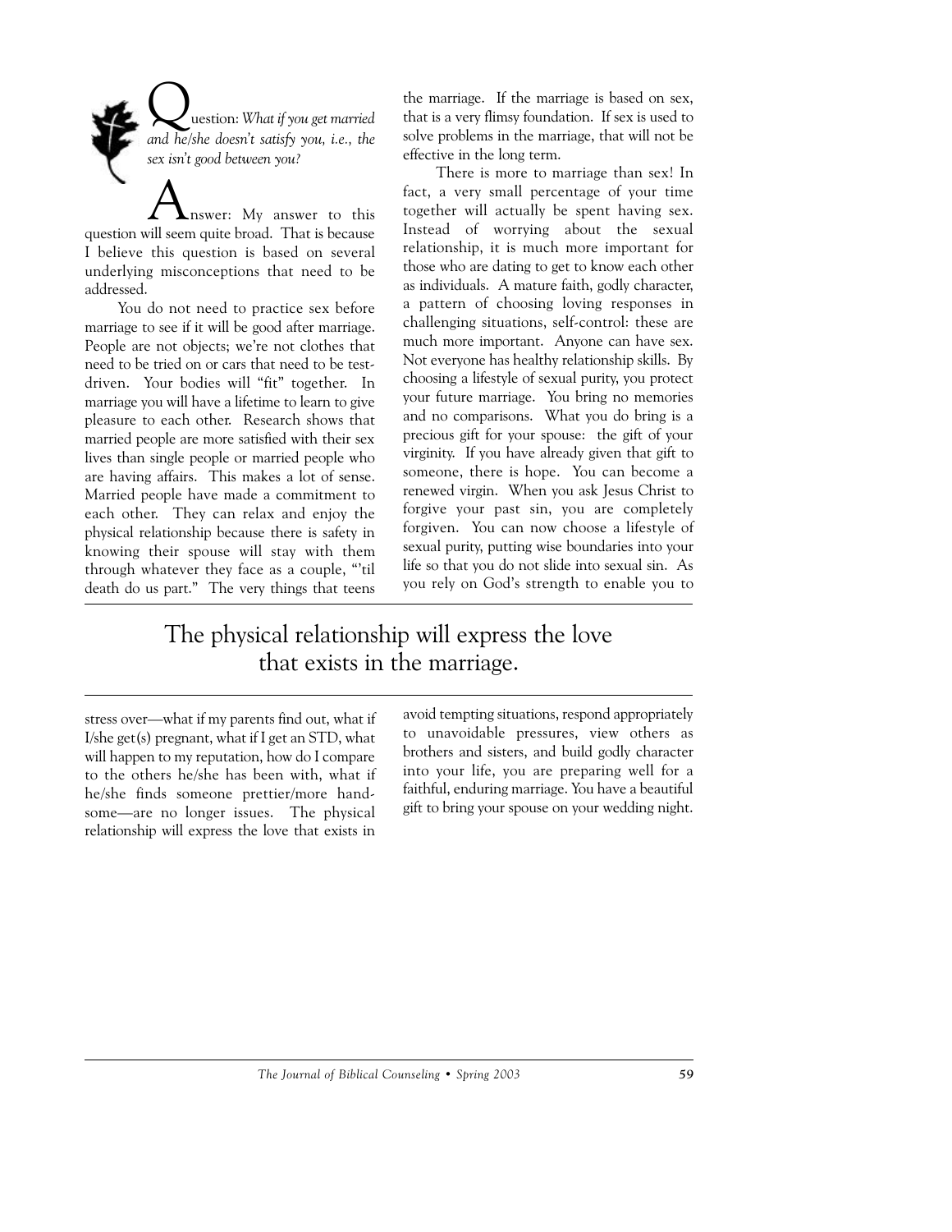**Question:** *What if you get married and he/she doesn't satisfy you, i.e., the sex isn't good between you?*

**Answer:** My answer to this question will seem quite broad. That is because I believe this question is based on several underlying misconceptions that need to be addressed.

You do not need to practice sex before marriage to see if it will be good after marriage. People are not objects; we're not clothes that need to be tried on or cars that need to be test-driven. Your bodies will "fit" together. In marriage you will have a lifetime to learn to give pleasure to each other. Research shows that married people are more satisfied with their sex lives than single people or married people who are having affairs. This makes a lot of sense. Married people have made a commitment to each other. They can relax and enjoy the physical relationship because there is safety in knowing their spouse will stay with them through whatever they face as a couple, "'til death do us part." The very things that teens stress over—what if my parents find out, what if I/she get(s) pregnant, what if I get an STD, what will happen to my reputation, how do I compare to the others he/she has been with, what if he/she finds someone prettier/more handsome—are no longer issues. The physical relationship will express the love that exists in the marriage. If the marriage is based on sex, that is a very flimsy foundation. If sex is used to solve problems in the marriage, that will not be effective in the long term.

There is more to marriage than sex! In fact, a very small percentage of your time together will actually be spent having sex. Instead of worrying about the sexual relationship, it is much more important for those who are dating to get to know each other as individuals. A mature faith, godly character, a pattern of choosing loving responses in challenging situations, self-control: these are much more important. Anyone can have sex. Not everyone has healthy relationship skills. By choosing a lifestyle of sexual purity, you protect your future marriage. You bring no memories and no comparisons. What you do bring is a precious gift for your spouse: the gift of your virginity. If you have already given that gift to someone, there is hope. You can become a renewed virgin. When you ask Jesus Christ to forgive your past sin, you are completely forgiven. You can now choose a lifestyle of sexual purity, putting wise boundaries into your life so that you do not slide into sexual sin. As you rely on God's strength to enable you to avoid tempting situations, respond appropriately to unavoidable pressures, view others as brothers and sisters, and build godly character into your life, you are preparing well for a faithful, enduring marriage. You have a beautiful gift to bring your spouse on your wedding night.

> The physical relationship will express the love that exists in the marriage.